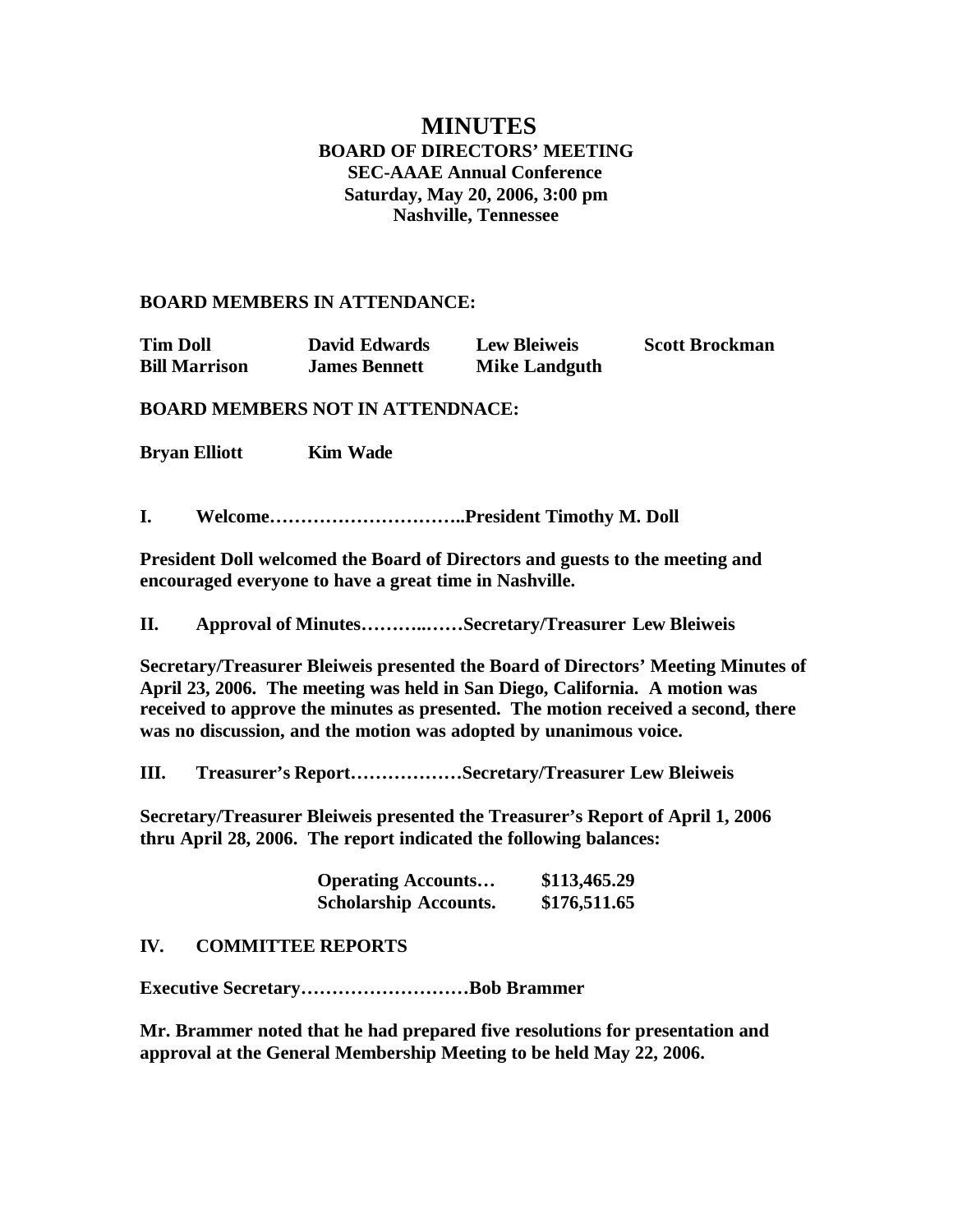# MINUTES

**BOARD OF DIRECTORS' MEETING**
**SEC-AAAE Annual Conference**
**Saturday, May 20, 2006, 3:00 pm**
**Nashville, Tennessee**

**BOARD MEMBERS IN ATTENDANCE:**

| | | | |
|---|---|---|---|
| **Tim Doll** | **David Edwards** | **Lew Bleiweis** | **Scott Brockman** |
| **Bill Marrison** | **James Bennett** | **Mike Landguth** | |

**BOARD MEMBERS NOT IN ATTENDNACE:**

**Bryan Elliott** **Kim Wade**

**I. Welcome…………………………..President Timothy M. Doll**

**President Doll welcomed the Board of Directors and guests to the meeting and encouraged everyone to have a great time in Nashville.**

**II. Approval of Minutes………..……Secretary/Treasurer Lew Bleiweis**

**Secretary/Treasurer Bleiweis presented the Board of Directors' Meeting Minutes of April 23, 2006. The meeting was held in San Diego, California. A motion was received to approve the minutes as presented. The motion received a second, there was no discussion, and the motion was adopted by unanimous voice.**

**III. Treasurer's Report………………Secretary/Treasurer Lew Bleiweis**

**Secretary/Treasurer Bleiweis presented the Treasurer's Report of April 1, 2006 thru April 28, 2006. The report indicated the following balances:**

| | |
|---|---|
| **Operating Accounts…** | **\$113,465.29** |
| **Scholarship Accounts.** | **\$176,511.65** |

**IV. COMMITTEE REPORTS**

**Executive Secretary………………………Bob Brammer**

**Mr. Brammer noted that he had prepared five resolutions for presentation and approval at the General Membership Meeting to be held May 22, 2006.**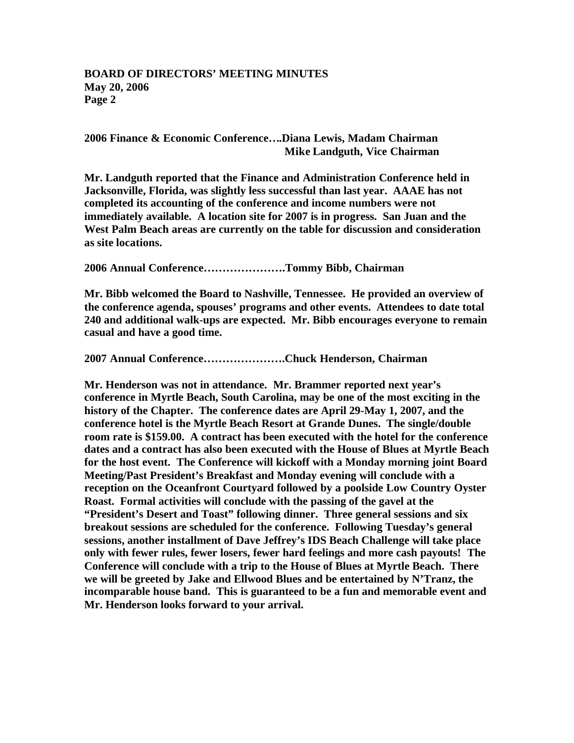**2006 Finance & Economic Conference….Diana Lewis, Madam Chairman**
**Mike Landguth, Vice Chairman**

**Mr. Landguth reported that the Finance and Administration Conference held in Jacksonville, Florida, was slightly less successful than last year. AAAE has not completed its accounting of the conference and income numbers were not immediately available. A location site for 2007 is in progress. San Juan and the West Palm Beach areas are currently on the table for discussion and consideration as site locations.**

**2006 Annual Conference………………….Tommy Bibb, Chairman**

**Mr. Bibb welcomed the Board to Nashville, Tennessee. He provided an overview of the conference agenda, spouses' programs and other events. Attendees to date total 240 and additional walk-ups are expected. Mr. Bibb encourages everyone to remain casual and have a good time.**

**2007 Annual Conference………………….Chuck Henderson, Chairman**

**Mr. Henderson was not in attendance. Mr. Brammer reported next year's conference in Myrtle Beach, South Carolina, may be one of the most exciting in the history of the Chapter. The conference dates are April 29-May 1, 2007, and the conference hotel is the Myrtle Beach Resort at Grande Dunes. The single/double room rate is $159.00. A contract has been executed with the hotel for the conference dates and a contract has also been executed with the House of Blues at Myrtle Beach for the host event. The Conference will kickoff with a Monday morning joint Board Meeting/Past President's Breakfast and Monday evening will conclude with a reception on the Oceanfront Courtyard followed by a poolside Low Country Oyster Roast. Formal activities will conclude with the passing of the gavel at the "President's Desert and Toast" following dinner. Three general sessions and six breakout sessions are scheduled for the conference. Following Tuesday's general sessions, another installment of Dave Jeffrey's IDS Beach Challenge will take place only with fewer rules, fewer losers, fewer hard feelings and more cash payouts! The Conference will conclude with a trip to the House of Blues at Myrtle Beach. There we will be greeted by Jake and Ellwood Blues and be entertained by N'Tranz, the incomparable house band. This is guaranteed to be a fun and memorable event and Mr. Henderson looks forward to your arrival.**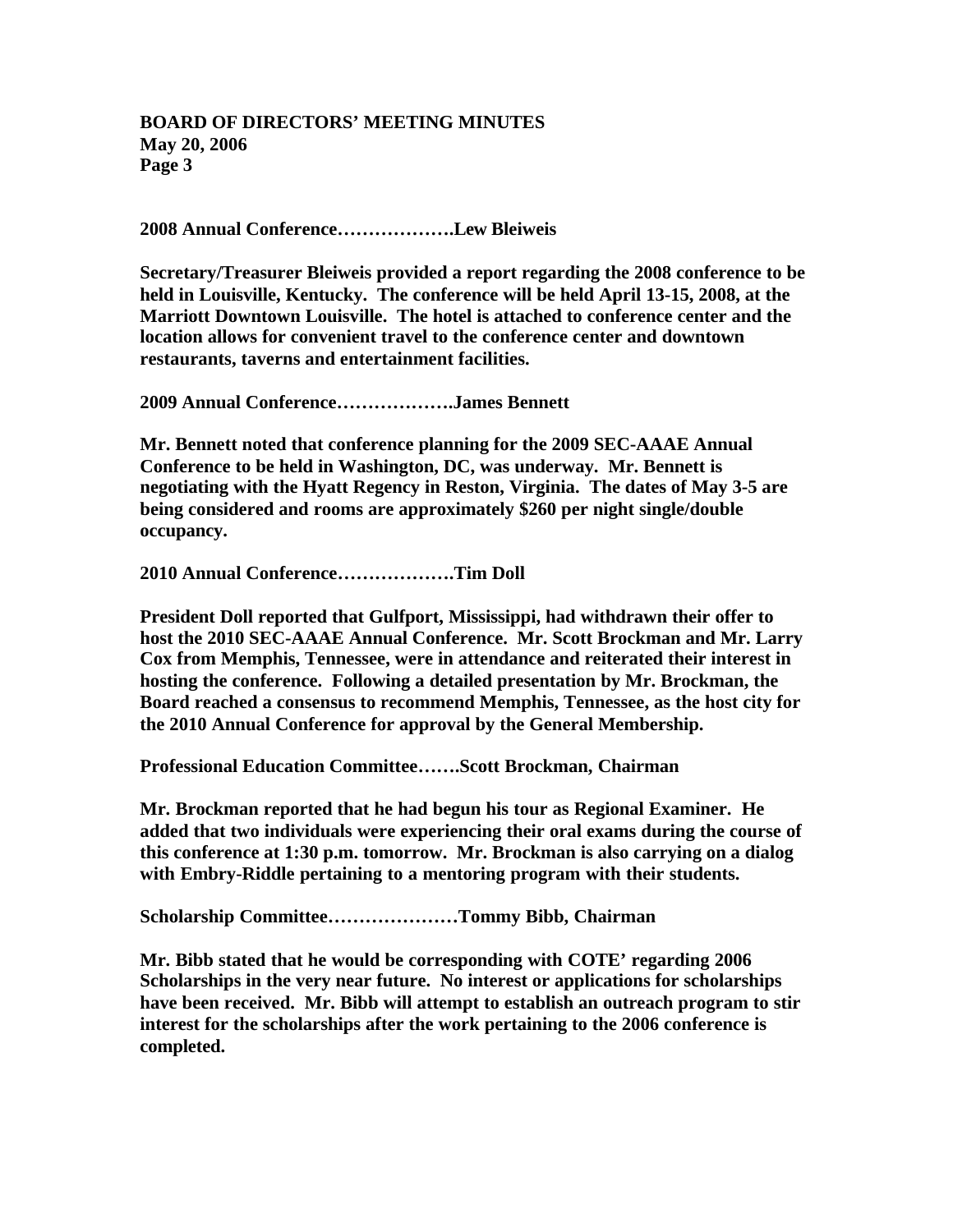**2008 Annual Conference……………….Lew Bleiweis**

**Secretary/Treasurer Bleiweis provided a report regarding the 2008 conference to be held in Louisville, Kentucky. The conference will be held April 13-15, 2008, at the Marriott Downtown Louisville. The hotel is attached to conference center and the location allows for convenient travel to the conference center and downtown restaurants, taverns and entertainment facilities.**

**2009 Annual Conference……………….James Bennett**

**Mr. Bennett noted that conference planning for the 2009 SEC-AAAE Annual Conference to be held in Washington, DC, was underway. Mr. Bennett is negotiating with the Hyatt Regency in Reston, Virginia. The dates of May 3-5 are being considered and rooms are approximately $260 per night single/double occupancy.**

**2010 Annual Conference……………….Tim Doll**

**President Doll reported that Gulfport, Mississippi, had withdrawn their offer to host the 2010 SEC-AAAE Annual Conference. Mr. Scott Brockman and Mr. Larry Cox from Memphis, Tennessee, were in attendance and reiterated their interest in hosting the conference. Following a detailed presentation by Mr. Brockman, the Board reached a consensus to recommend Memphis, Tennessee, as the host city for the 2010 Annual Conference for approval by the General Membership.**

**Professional Education Committee…….Scott Brockman, Chairman**

**Mr. Brockman reported that he had begun his tour as Regional Examiner. He added that two individuals were experiencing their oral exams during the course of this conference at 1:30 p.m. tomorrow. Mr. Brockman is also carrying on a dialog with Embry-Riddle pertaining to a mentoring program with their students.**

**Scholarship Committee…………………Tommy Bibb, Chairman**

**Mr. Bibb stated that he would be corresponding with COTE' regarding 2006 Scholarships in the very near future. No interest or applications for scholarships have been received. Mr. Bibb will attempt to establish an outreach program to stir interest for the scholarships after the work pertaining to the 2006 conference is completed.**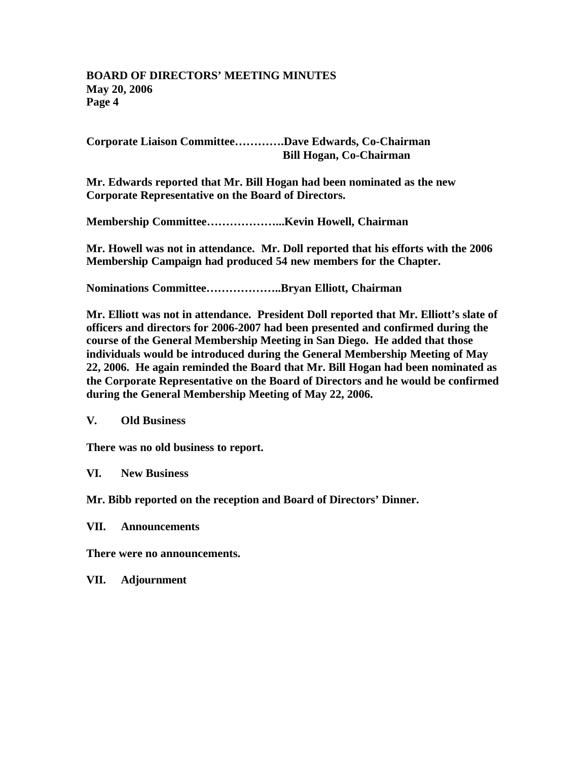**Corporate Liaison Committee………….Dave Edwards, Co-Chairman**
**Bill Hogan, Co-Chairman**

**Mr. Edwards reported that Mr. Bill Hogan had been nominated as the new Corporate Representative on the Board of Directors.**

**Membership Committee………………...Kevin Howell, Chairman**

**Mr. Howell was not in attendance. Mr. Doll reported that his efforts with the 2006 Membership Campaign had produced 54 new members for the Chapter.**

**Nominations Committee………………..Bryan Elliott, Chairman**

**Mr. Elliott was not in attendance. President Doll reported that Mr. Elliott's slate of officers and directors for 2006-2007 had been presented and confirmed during the course of the General Membership Meeting in San Diego. He added that those individuals would be introduced during the General Membership Meeting of May 22, 2006. He again reminded the Board that Mr. Bill Hogan had been nominated as the Corporate Representative on the Board of Directors and he would be confirmed during the General Membership Meeting of May 22, 2006.**

## V. Old Business

**There was no old business to report.**

## VI. New Business

**Mr. Bibb reported on the reception and Board of Directors' Dinner.**

## VII. Announcements

**There were no announcements.**

## VII. Adjournment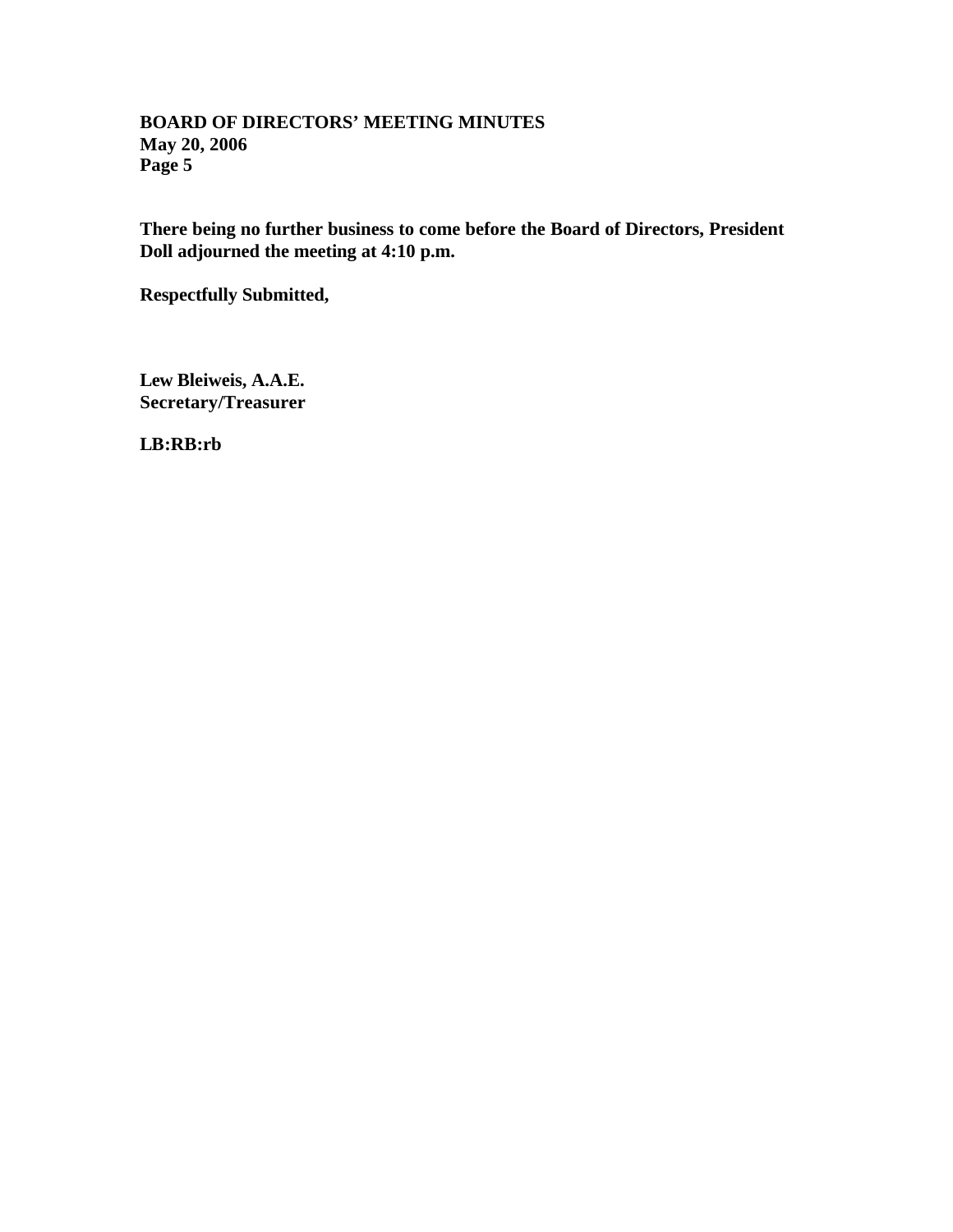**There being no further business to come before the Board of Directors, President Doll adjourned the meeting at 4:10 p.m.**

**Respectfully Submitted,**

**Lew Bleiweis, A.A.E.**
**Secretary/Treasurer**

**LB:RB:rb**